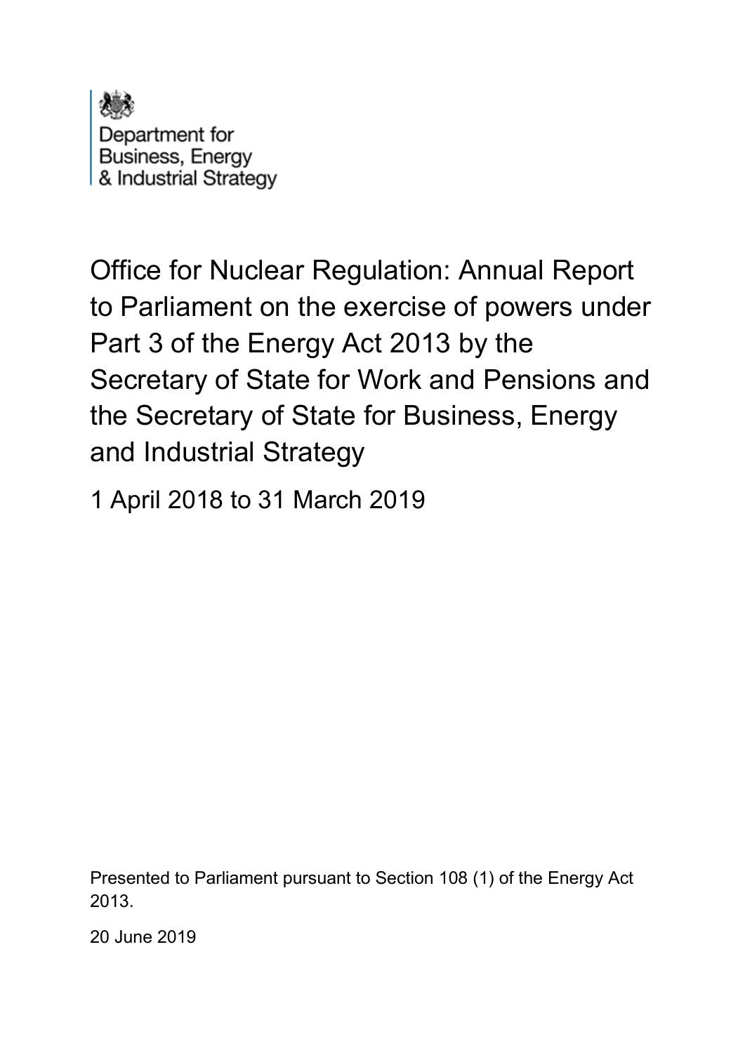Department for
Business, Energy
& Industrial Strategy

# Office for Nuclear Regulation: Annual Report to Parliament on the exercise of powers under Part 3 of the Energy Act 2013 by the Secretary of State for Work and Pensions and the Secretary of State for Business, Energy and Industrial Strategy

1 April 2018 to 31 March 2019

Presented to Parliament pursuant to Section 108 (1) of the Energy Act 2013.

20 June 2019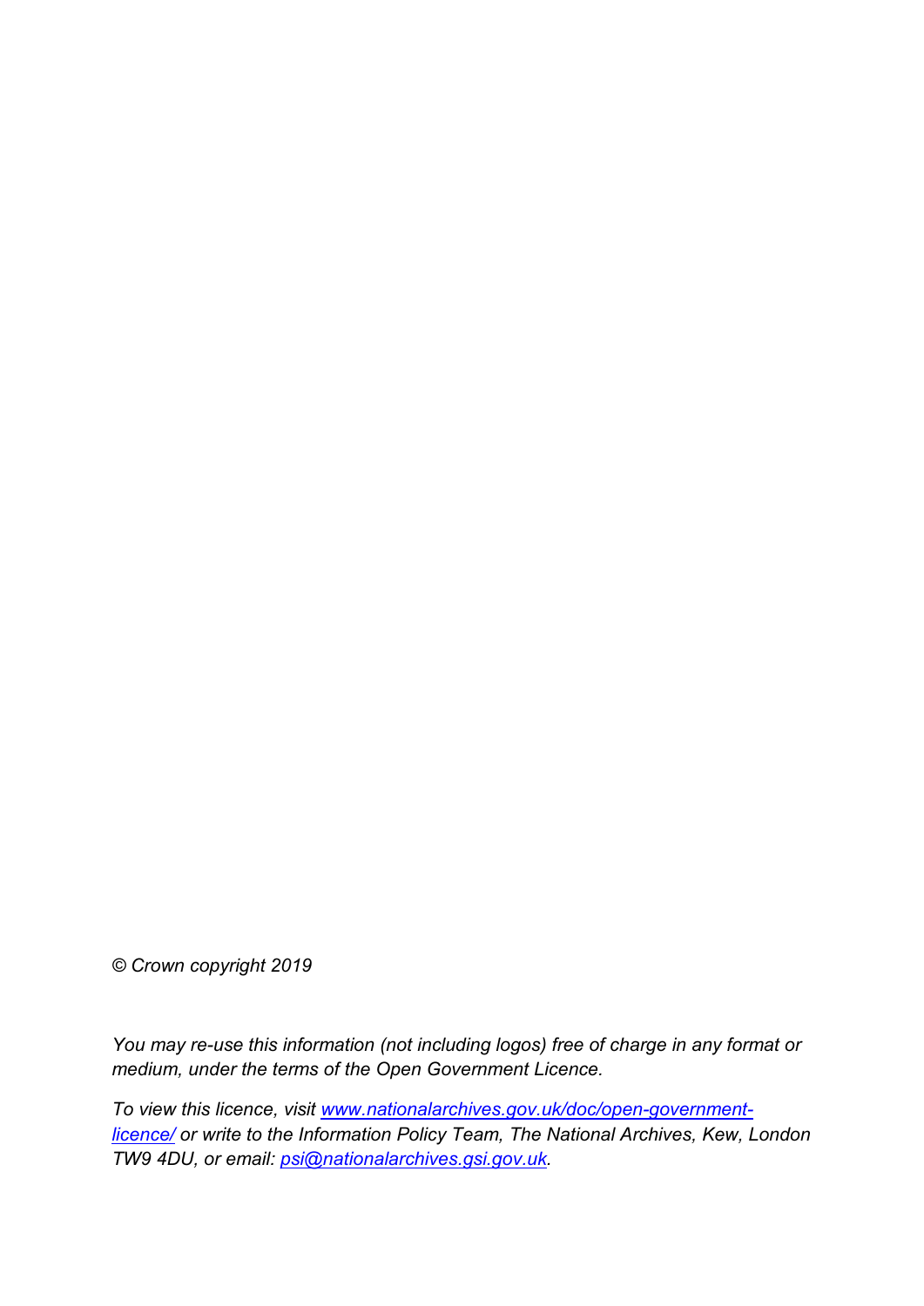*© Crown copyright 2019*

*You may re-use this information (not including logos) free of charge in any format or medium, under the terms of the Open Government Licence.*

*To view this licence, visit [www.nationalarchives.gov.uk/doc/open-government-licence/](http://www.nationalarchives.gov.uk/doc/open-government-licence/) or write to the Information Policy Team, The National Archives, Kew, London TW9 4DU, or email: [psi@nationalarchives.gsi.gov.uk](mailto:psi@nationalarchives.gsi.gov.uk).*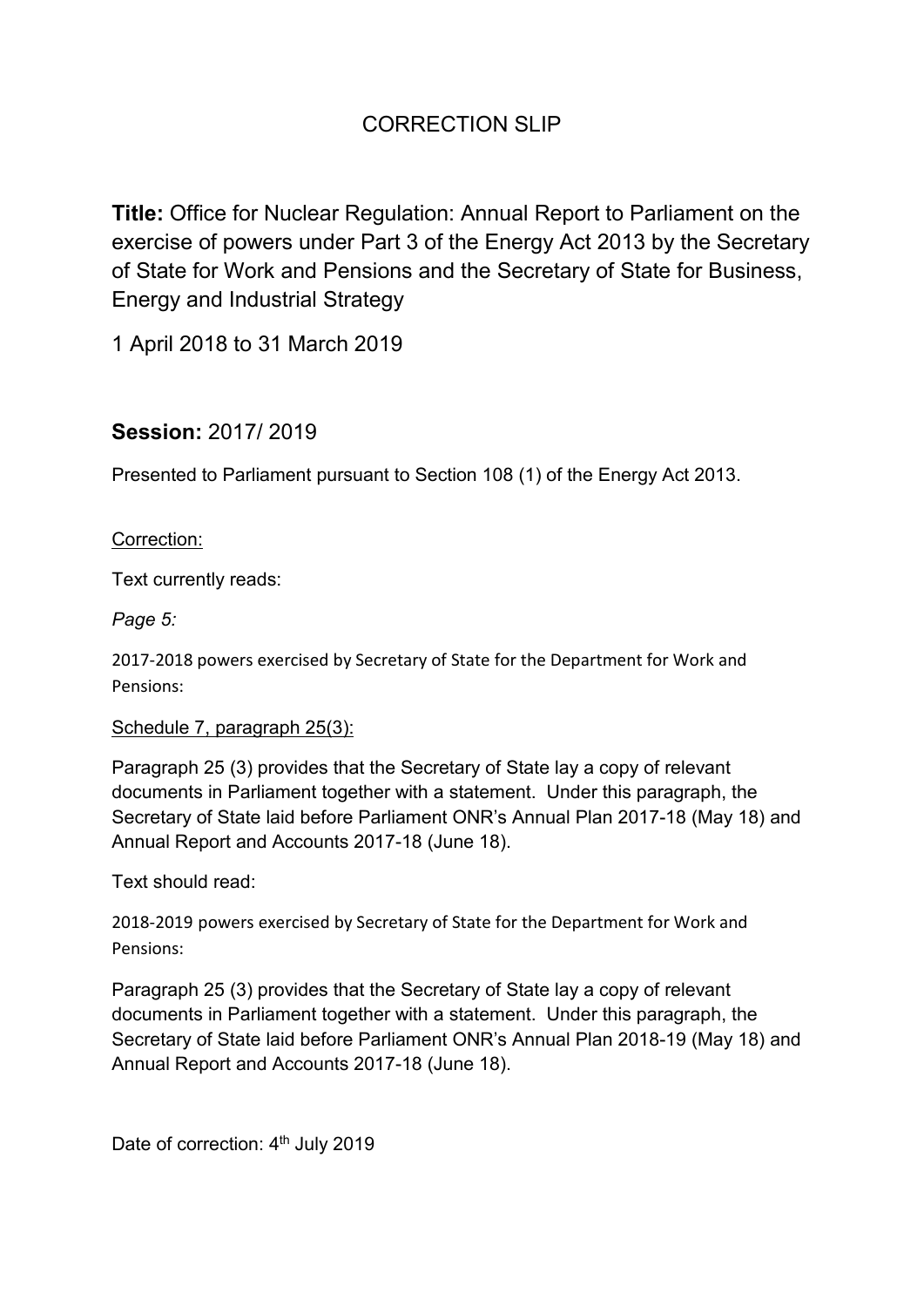# CORRECTION SLIP

**Title:** Office for Nuclear Regulation: Annual Report to Parliament on the exercise of powers under Part 3 of the Energy Act 2013 by the Secretary of State for Work and Pensions and the Secretary of State for Business, Energy and Industrial Strategy

1 April 2018 to 31 March 2019

## **Session:** 2017/ 2019

Presented to Parliament pursuant to Section 108 (1) of the Energy Act 2013.

<u>Correction:</u>

Text currently reads:

*Page 5:*

2017-2018 powers exercised by Secretary of State for the Department for Work and Pensions:

<u>Schedule 7, paragraph 25(3):</u>

Paragraph 25 (3) provides that the Secretary of State lay a copy of relevant documents in Parliament together with a statement. Under this paragraph, the Secretary of State laid before Parliament ONR's Annual Plan 2017-18 (May 18) and Annual Report and Accounts 2017-18 (June 18).

Text should read:

2018-2019 powers exercised by Secretary of State for the Department for Work and Pensions:

Paragraph 25 (3) provides that the Secretary of State lay a copy of relevant documents in Parliament together with a statement. Under this paragraph, the Secretary of State laid before Parliament ONR's Annual Plan 2018-19 (May 18) and Annual Report and Accounts 2017-18 (June 18).

Date of correction: 4th July 2019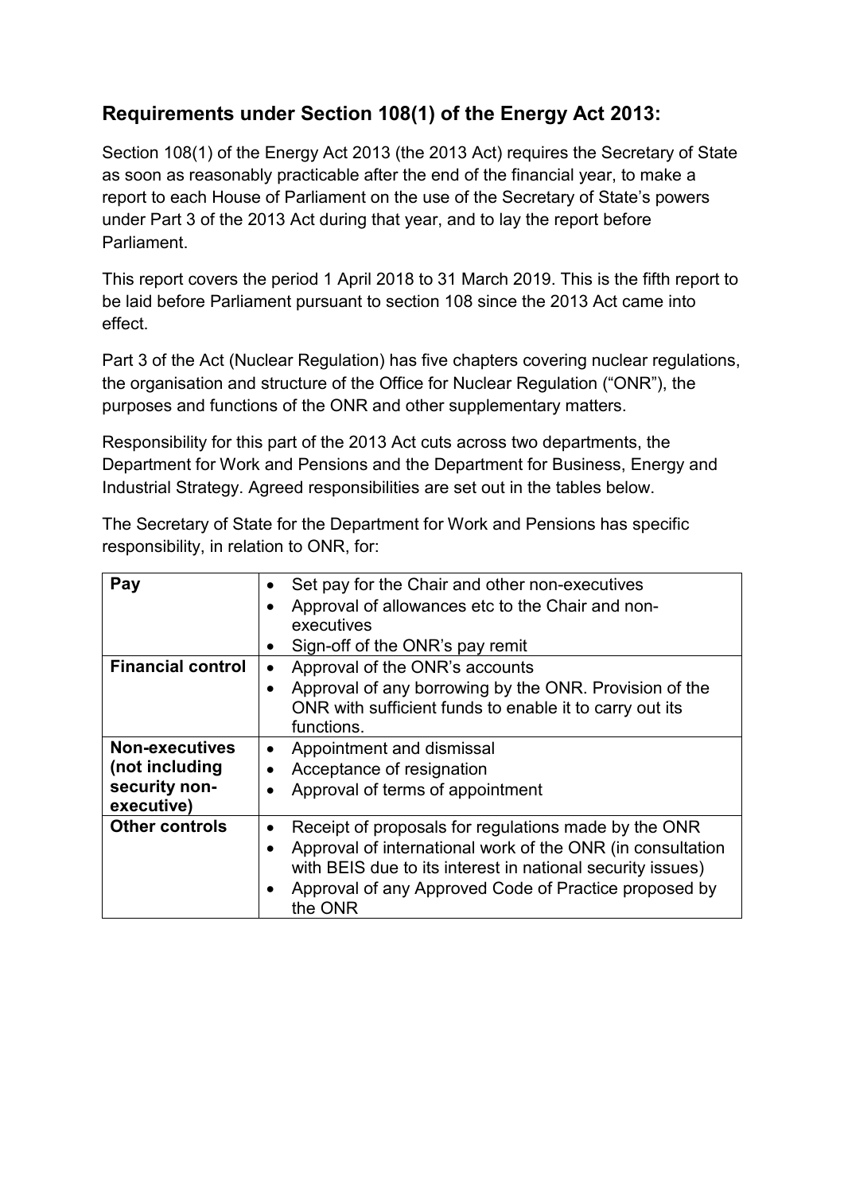## Requirements under Section 108(1) of the Energy Act 2013:

Section 108(1) of the Energy Act 2013 (the 2013 Act) requires the Secretary of State as soon as reasonably practicable after the end of the financial year, to make a report to each House of Parliament on the use of the Secretary of State's powers under Part 3 of the 2013 Act during that year, and to lay the report before Parliament.

This report covers the period 1 April 2018 to 31 March 2019. This is the fifth report to be laid before Parliament pursuant to section 108 since the 2013 Act came into effect.

Part 3 of the Act (Nuclear Regulation) has five chapters covering nuclear regulations, the organisation and structure of the Office for Nuclear Regulation ("ONR"), the purposes and functions of the ONR and other supplementary matters.

Responsibility for this part of the 2013 Act cuts across two departments, the Department for Work and Pensions and the Department for Business, Energy and Industrial Strategy. Agreed responsibilities are set out in the tables below.

The Secretary of State for the Department for Work and Pensions has specific responsibility, in relation to ONR, for:

| | |
|---|---|
| **Pay** | • Set pay for the Chair and other non-executives<br>• Approval of allowances etc to the Chair and non-executives<br>• Sign-off of the ONR's pay remit |
| **Financial control** | • Approval of the ONR's accounts<br>• Approval of any borrowing by the ONR. Provision of the ONR with sufficient funds to enable it to carry out its functions. |
| **Non-executives (not including security non-executive)** | • Appointment and dismissal<br>• Acceptance of resignation<br>• Approval of terms of appointment |
| **Other controls** | • Receipt of proposals for regulations made by the ONR<br>• Approval of international work of the ONR (in consultation with BEIS due to its interest in national security issues)<br>• Approval of any Approved Code of Practice proposed by the ONR |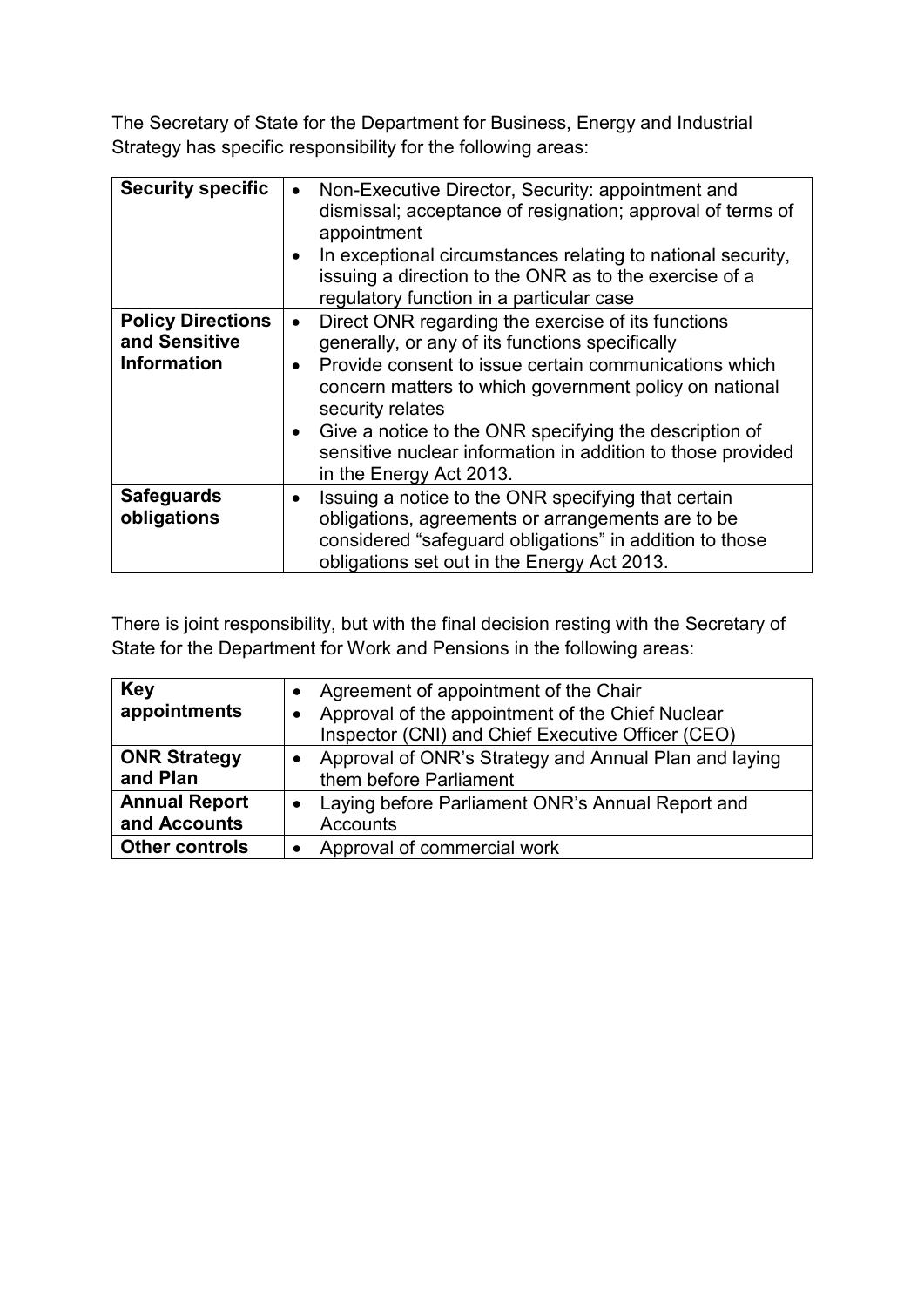The Secretary of State for the Department for Business, Energy and Industrial Strategy has specific responsibility for the following areas:

| | |
|---|---|
| **Security specific** | • Non-Executive Director, Security: appointment and dismissal; acceptance of resignation; approval of terms of appointment<br>• In exceptional circumstances relating to national security, issuing a direction to the ONR as to the exercise of a regulatory function in a particular case |
| **Policy Directions and Sensitive Information** | • Direct ONR regarding the exercise of its functions generally, or any of its functions specifically<br>• Provide consent to issue certain communications which concern matters to which government policy on national security relates<br>• Give a notice to the ONR specifying the description of sensitive nuclear information in addition to those provided in the Energy Act 2013. |
| **Safeguards obligations** | • Issuing a notice to the ONR specifying that certain obligations, agreements or arrangements are to be considered "safeguard obligations" in addition to those obligations set out in the Energy Act 2013. |

There is joint responsibility, but with the final decision resting with the Secretary of State for the Department for Work and Pensions in the following areas:

| | |
|---|---|
| **Key appointments** | • Agreement of appointment of the Chair<br>• Approval of the appointment of the Chief Nuclear Inspector (CNI) and Chief Executive Officer (CEO) |
| **ONR Strategy and Plan** | • Approval of ONR's Strategy and Annual Plan and laying them before Parliament |
| **Annual Report and Accounts** | • Laying before Parliament ONR's Annual Report and Accounts |
| **Other controls** | • Approval of commercial work |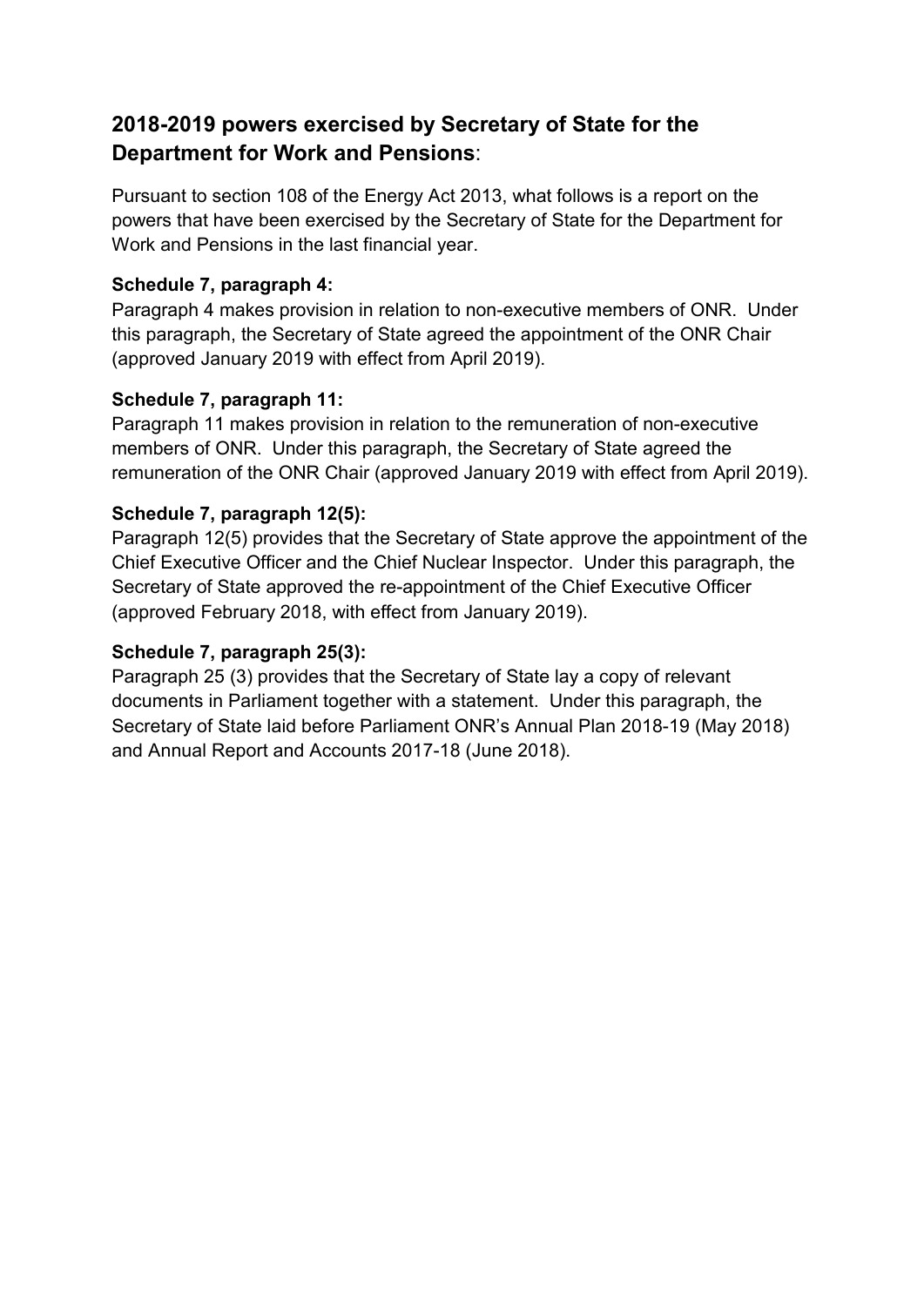## **2018-2019 powers exercised by Secretary of State for the Department for Work and Pensions**:

Pursuant to section 108 of the Energy Act 2013, what follows is a report on the powers that have been exercised by the Secretary of State for the Department for Work and Pensions in the last financial year.

**Schedule 7, paragraph 4:**
Paragraph 4 makes provision in relation to non-executive members of ONR. Under this paragraph, the Secretary of State agreed the appointment of the ONR Chair (approved January 2019 with effect from April 2019).

**Schedule 7, paragraph 11:**
Paragraph 11 makes provision in relation to the remuneration of non-executive members of ONR. Under this paragraph, the Secretary of State agreed the remuneration of the ONR Chair (approved January 2019 with effect from April 2019).

**Schedule 7, paragraph 12(5):**
Paragraph 12(5) provides that the Secretary of State approve the appointment of the Chief Executive Officer and the Chief Nuclear Inspector. Under this paragraph, the Secretary of State approved the re-appointment of the Chief Executive Officer (approved February 2018, with effect from January 2019).

**Schedule 7, paragraph 25(3):**
Paragraph 25 (3) provides that the Secretary of State lay a copy of relevant documents in Parliament together with a statement. Under this paragraph, the Secretary of State laid before Parliament ONR's Annual Plan 2018-19 (May 2018) and Annual Report and Accounts 2017-18 (June 2018).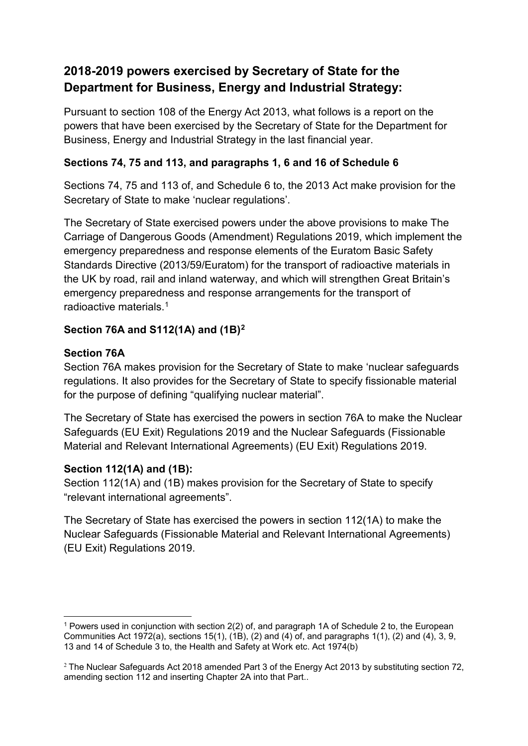## 2018-2019 powers exercised by Secretary of State for the Department for Business, Energy and Industrial Strategy:

Pursuant to section 108 of the Energy Act 2013, what follows is a report on the powers that have been exercised by the Secretary of State for the Department for Business, Energy and Industrial Strategy in the last financial year.

### Sections 74, 75 and 113, and paragraphs 1, 6 and 16 of Schedule 6

Sections 74, 75 and 113 of, and Schedule 6 to, the 2013 Act make provision for the Secretary of State to make 'nuclear regulations'.

The Secretary of State exercised powers under the above provisions to make The Carriage of Dangerous Goods (Amendment) Regulations 2019, which implement the emergency preparedness and response elements of the Euratom Basic Safety Standards Directive (2013/59/Euratom) for the transport of radioactive materials in the UK by road, rail and inland waterway, and which will strengthen Great Britain's emergency preparedness and response arrangements for the transport of radioactive materials.[1]

### Section 76A and S112(1A) and (1B)[2]

### Section 76A

Section 76A makes provision for the Secretary of State to make 'nuclear safeguards regulations. It also provides for the Secretary of State to specify fissionable material for the purpose of defining "qualifying nuclear material".

The Secretary of State has exercised the powers in section 76A to make the Nuclear Safeguards (EU Exit) Regulations 2019 and the Nuclear Safeguards (Fissionable Material and Relevant International Agreements) (EU Exit) Regulations 2019.

### Section 112(1A) and (1B):

Section 112(1A) and (1B) makes provision for the Secretary of State to specify "relevant international agreements".

The Secretary of State has exercised the powers in section 112(1A) to make the Nuclear Safeguards (Fissionable Material and Relevant International Agreements) (EU Exit) Regulations 2019.

---

[1] Powers used in conjunction with section 2(2) of, and paragraph 1A of Schedule 2 to, the European Communities Act 1972(a), sections 15(1), (1B), (2) and (4) of, and paragraphs 1(1), (2) and (4), 3, 9, 13 and 14 of Schedule 3 to, the Health and Safety at Work etc. Act 1974(b)

[2] The Nuclear Safeguards Act 2018 amended Part 3 of the Energy Act 2013 by substituting section 72, amending section 112 and inserting Chapter 2A into that Part..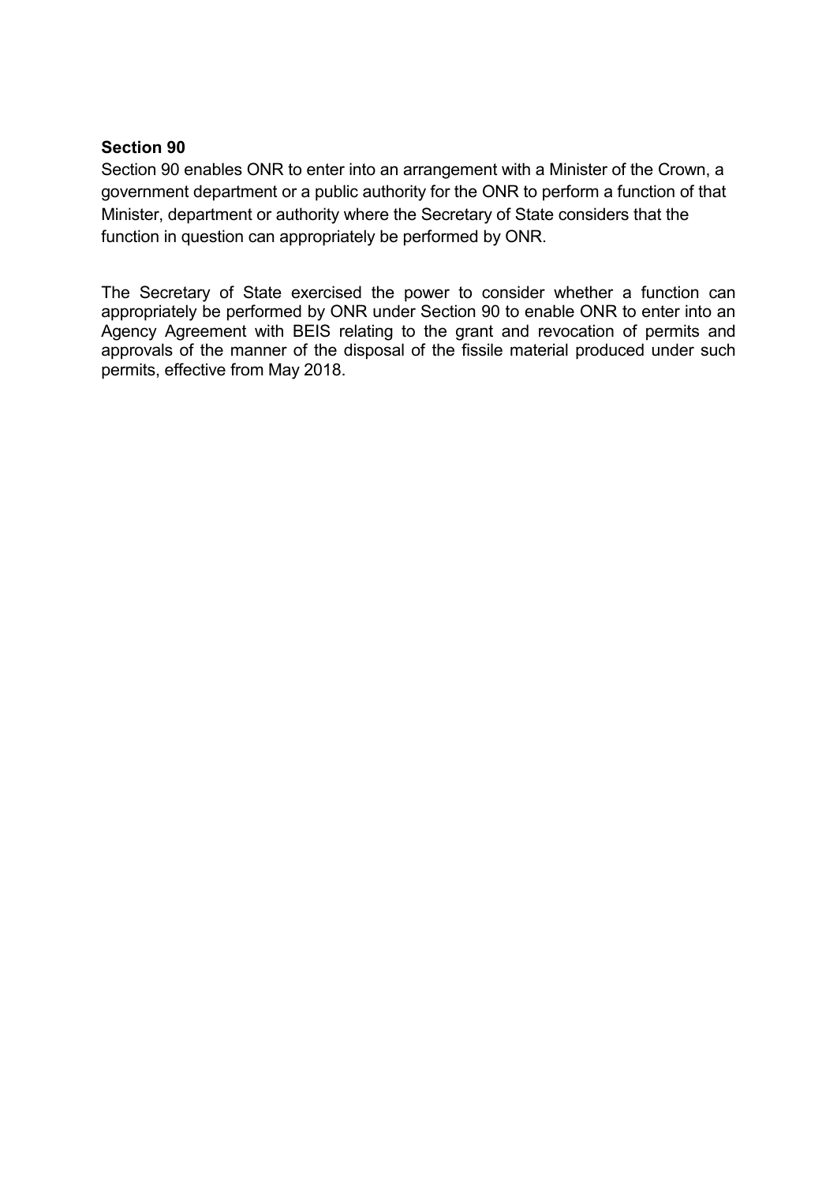**Section 90**

Section 90 enables ONR to enter into an arrangement with a Minister of the Crown, a government department or a public authority for the ONR to perform a function of that Minister, department or authority where the Secretary of State considers that the function in question can appropriately be performed by ONR.

The Secretary of State exercised the power to consider whether a function can appropriately be performed by ONR under Section 90 to enable ONR to enter into an Agency Agreement with BEIS relating to the grant and revocation of permits and approvals of the manner of the disposal of the fissile material produced under such permits, effective from May 2018.